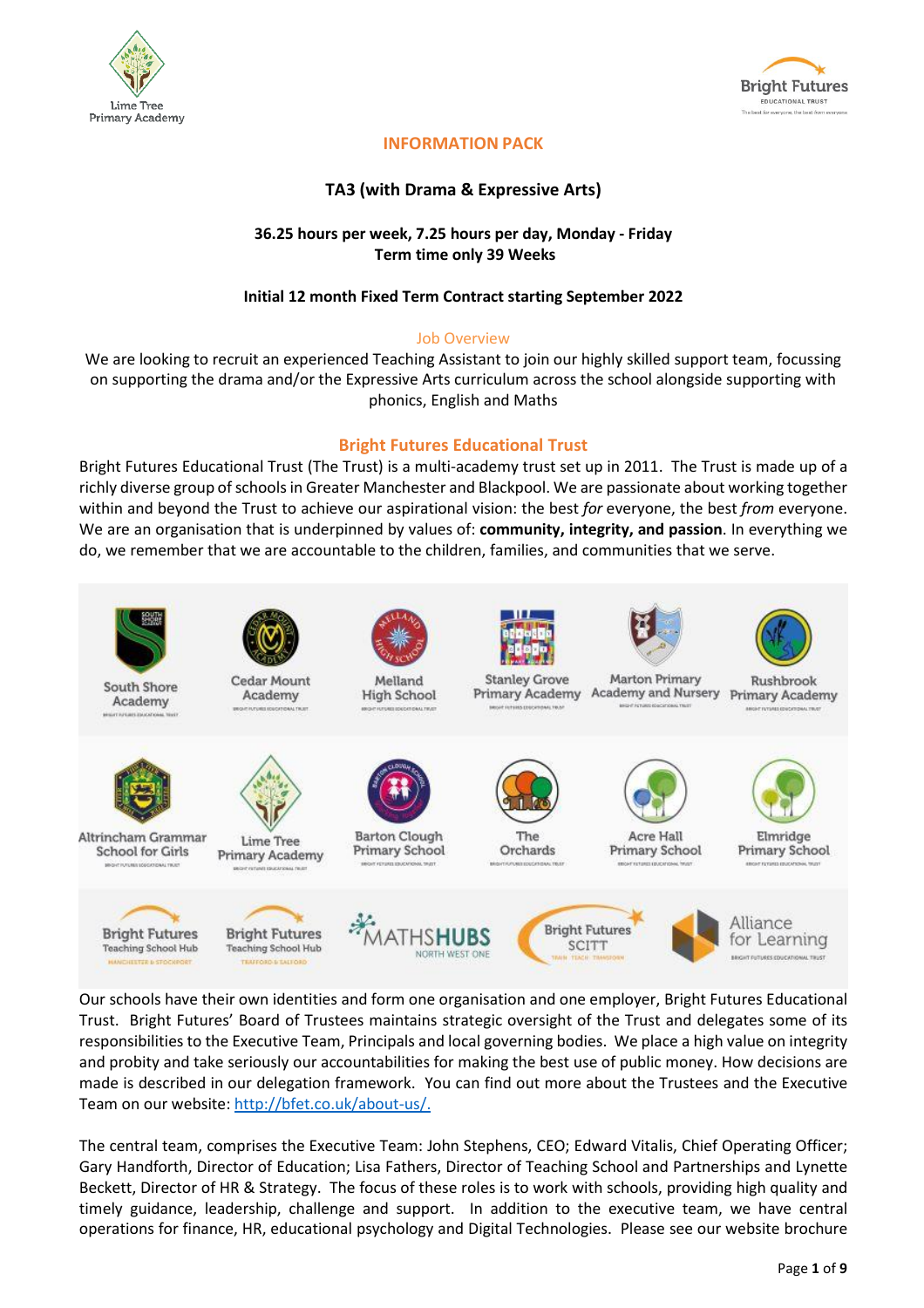# INFORMATION PACK

## TA3 (with Drama & Expressive Arts)

**36.25 hours per week, 7.25 hours per day, Monday - Friday**
**Term time only 39 Weeks**

**Initial 12 month Fixed Term Contract starting September 2022**

### Job Overview

We are looking to recruit an experienced Teaching Assistant to join our highly skilled support team, focussing on supporting the drama and/or the Expressive Arts curriculum across the school alongside supporting with phonics, English and Maths

### Bright Futures Educational Trust

Bright Futures Educational Trust (The Trust) is a multi-academy trust set up in 2011. The Trust is made up of a richly diverse group of schools in Greater Manchester and Blackpool. We are passionate about working together within and beyond the Trust to achieve our aspirational vision: the best *for* everyone, the best *from* everyone. We are an organisation that is underpinned by values of: **community, integrity, and passion**. In everything we do, we remember that we are accountable to the children, families, and communities that we serve.

South Shore Academy, Cedar Mount Academy, Melland High School, Stanley Grove Primary Academy, Marton Primary Academy and Nursery, Rushbrook Primary Academy, Altrincham Grammar School for Girls, Lime Tree Primary Academy, Barton Clough Primary School, The Orchards, Acre Hall Primary School, Elmridge Primary School, Bright Futures Teaching School Hub (Manchester & Stockport), Bright Futures Teaching School Hub (Trafford & Salford), Maths Hubs North West One, Bright Futures SCITT, Alliance for Learning

Our schools have their own identities and form one organisation and one employer, Bright Futures Educational Trust. Bright Futures' Board of Trustees maintains strategic oversight of the Trust and delegates some of its responsibilities to the Executive Team, Principals and local governing bodies. We place a high value on integrity and probity and take seriously our accountabilities for making the best use of public money. How decisions are made is described in our delegation framework. You can find out more about the Trustees and the Executive Team on our website: http://bfet.co.uk/about-us/.

The central team, comprises the Executive Team: John Stephens, CEO; Edward Vitalis, Chief Operating Officer; Gary Handforth, Director of Education; Lisa Fathers, Director of Teaching School and Partnerships and Lynette Beckett, Director of HR & Strategy. The focus of these roles is to work with schools, providing high quality and timely guidance, leadership, challenge and support. In addition to the executive team, we have central operations for finance, HR, educational psychology and Digital Technologies. Please see our website brochure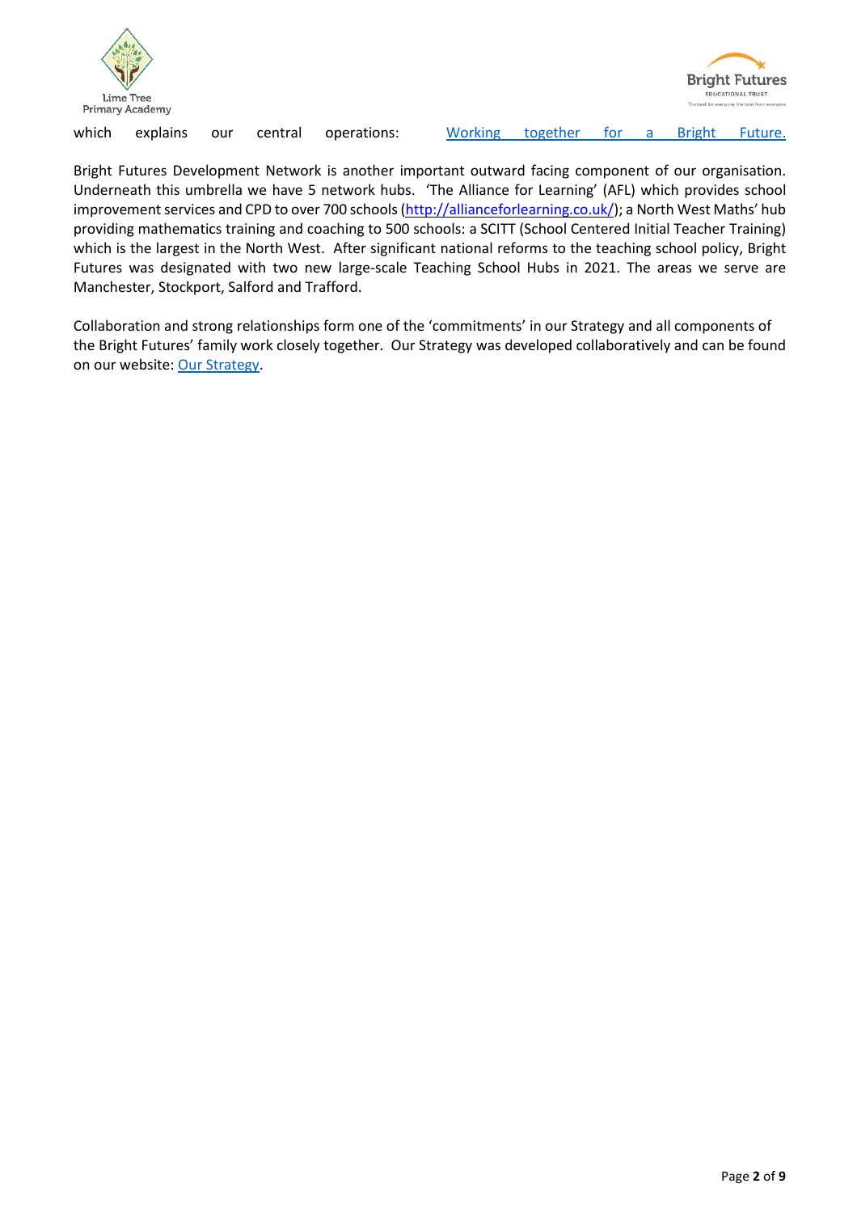which explains our central operations: [Working together for a Bright Future.](#)

Bright Futures Development Network is another important outward facing component of our organisation. Underneath this umbrella we have 5 network hubs. 'The Alliance for Learning' (AFL) which provides school improvement services and CPD to over 700 schools ([http://allianceforlearning.co.uk/](http://allianceforlearning.co.uk/)); a North West Maths' hub providing mathematics training and coaching to 500 schools: a SCITT (School Centered Initial Teacher Training) which is the largest in the North West. After significant national reforms to the teaching school policy, Bright Futures was designated with two new large-scale Teaching School Hubs in 2021. The areas we serve are Manchester, Stockport, Salford and Trafford.

Collaboration and strong relationships form one of the 'commitments' in our Strategy and all components of the Bright Futures' family work closely together. Our Strategy was developed collaboratively and can be found on our website: [Our Strategy](#).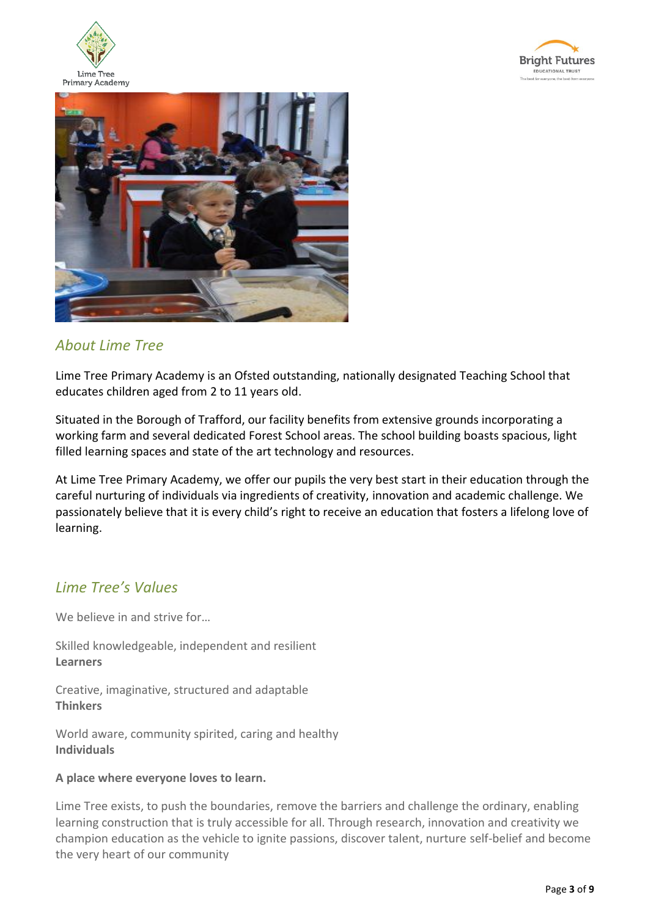## *About Lime Tree*

Lime Tree Primary Academy is an Ofsted outstanding, nationally designated Teaching School that educates children aged from 2 to 11 years old.

Situated in the Borough of Trafford, our facility benefits from extensive grounds incorporating a working farm and several dedicated Forest School areas. The school building boasts spacious, light filled learning spaces and state of the art technology and resources.

At Lime Tree Primary Academy, we offer our pupils the very best start in their education through the careful nurturing of individuals via ingredients of creativity, innovation and academic challenge. We passionately believe that it is every child's right to receive an education that fosters a lifelong love of learning.

## *Lime Tree's Values*

We believe in and strive for…

Skilled knowledgeable, independent and resilient
**Learners**

Creative, imaginative, structured and adaptable
**Thinkers**

World aware, community spirited, caring and healthy
**Individuals**

**A place where everyone loves to learn.**

Lime Tree exists, to push the boundaries, remove the barriers and challenge the ordinary, enabling learning construction that is truly accessible for all. Through research, innovation and creativity we champion education as the vehicle to ignite passions, discover talent, nurture self-belief and become the very heart of our community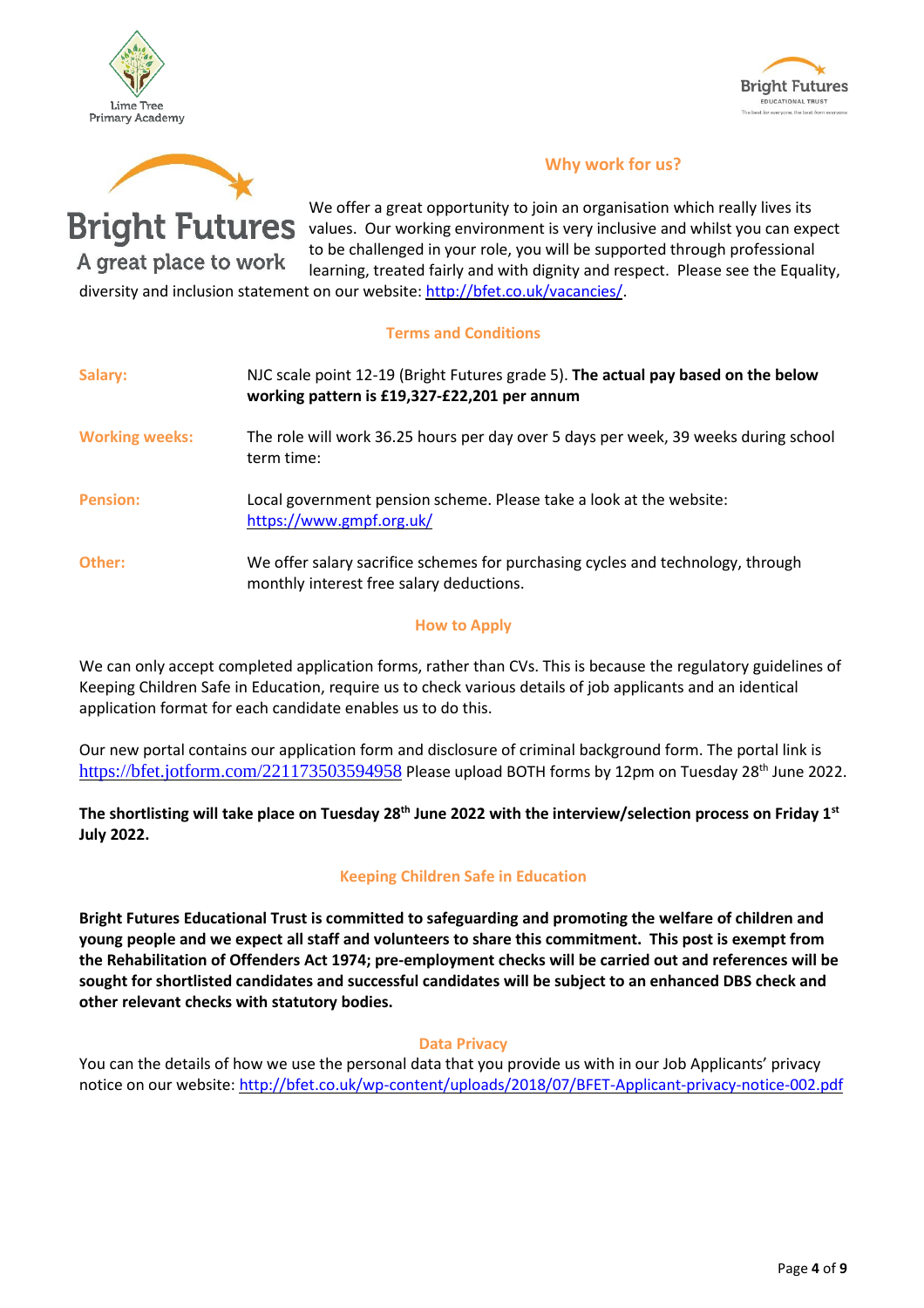## Why work for us?

**Bright Futures**
A great place to work

We offer a great opportunity to join an organisation which really lives its values. Our working environment is very inclusive and whilst you can expect to be challenged in your role, you will be supported through professional learning, treated fairly and with dignity and respect. Please see the Equality, diversity and inclusion statement on our website: http://bfet.co.uk/vacancies/.

## Terms and Conditions

| | |
|---|---|
| **Salary:** | NJC scale point 12-19 (Bright Futures grade 5). **The actual pay based on the below working pattern is £19,327-£22,201 per annum** |
| **Working weeks:** | The role will work 36.25 hours per day over 5 days per week, 39 weeks during school term time: |
| **Pension:** | Local government pension scheme. Please take a look at the website: https://www.gmpf.org.uk/ |
| **Other:** | We offer salary sacrifice schemes for purchasing cycles and technology, through monthly interest free salary deductions. |

## How to Apply

We can only accept completed application forms, rather than CVs. This is because the regulatory guidelines of Keeping Children Safe in Education, require us to check various details of job applicants and an identical application format for each candidate enables us to do this.

Our new portal contains our application form and disclosure of criminal background form. The portal link is https://bfet.jotform.com/221173503594958 Please upload BOTH forms by 12pm on Tuesday 28th June 2022.

**The shortlisting will take place on Tuesday 28th June 2022 with the interview/selection process on Friday 1st July 2022.**

## Keeping Children Safe in Education

**Bright Futures Educational Trust is committed to safeguarding and promoting the welfare of children and young people and we expect all staff and volunteers to share this commitment. This post is exempt from the Rehabilitation of Offenders Act 1974; pre-employment checks will be carried out and references will be sought for shortlisted candidates and successful candidates will be subject to an enhanced DBS check and other relevant checks with statutory bodies.**

## Data Privacy

You can the details of how we use the personal data that you provide us with in our Job Applicants' privacy notice on our website: http://bfet.co.uk/wp-content/uploads/2018/07/BFET-Applicant-privacy-notice-002.pdf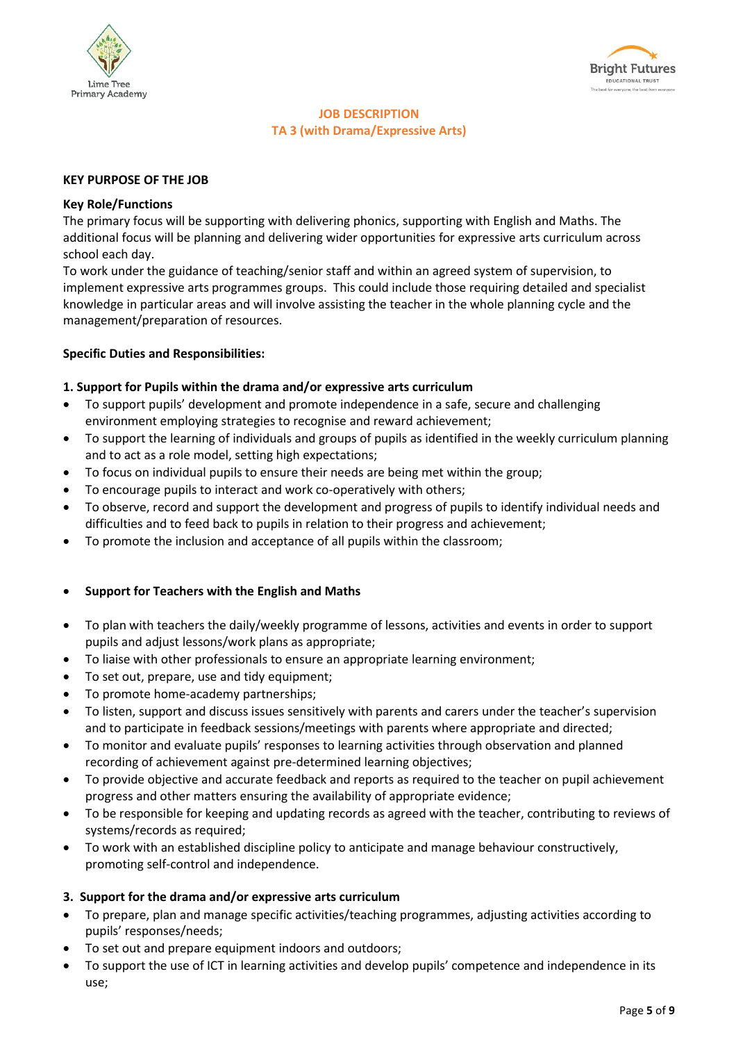## JOB DESCRIPTION
## TA 3 (with Drama/Expressive Arts)

**KEY PURPOSE OF THE JOB**

**Key Role/Functions**

The primary focus will be supporting with delivering phonics, supporting with English and Maths. The additional focus will be planning and delivering wider opportunities for expressive arts curriculum across school each day.

To work under the guidance of teaching/senior staff and within an agreed system of supervision, to implement expressive arts programmes groups. This could include those requiring detailed and specialist knowledge in particular areas and will involve assisting the teacher in the whole planning cycle and the management/preparation of resources.

**Specific Duties and Responsibilities:**

**1. Support for Pupils within the drama and/or expressive arts curriculum**

- To support pupils' development and promote independence in a safe, secure and challenging environment employing strategies to recognise and reward achievement;
- To support the learning of individuals and groups of pupils as identified in the weekly curriculum planning and to act as a role model, setting high expectations;
- To focus on individual pupils to ensure their needs are being met within the group;
- To encourage pupils to interact and work co-operatively with others;
- To observe, record and support the development and progress of pupils to identify individual needs and difficulties and to feed back to pupils in relation to their progress and achievement;
- To promote the inclusion and acceptance of all pupils within the classroom;

- **Support for Teachers with the English and Maths**

- To plan with teachers the daily/weekly programme of lessons, activities and events in order to support pupils and adjust lessons/work plans as appropriate;
- To liaise with other professionals to ensure an appropriate learning environment;
- To set out, prepare, use and tidy equipment;
- To promote home-academy partnerships;
- To listen, support and discuss issues sensitively with parents and carers under the teacher's supervision and to participate in feedback sessions/meetings with parents where appropriate and directed;
- To monitor and evaluate pupils' responses to learning activities through observation and planned recording of achievement against pre-determined learning objectives;
- To provide objective and accurate feedback and reports as required to the teacher on pupil achievement progress and other matters ensuring the availability of appropriate evidence;
- To be responsible for keeping and updating records as agreed with the teacher, contributing to reviews of systems/records as required;
- To work with an established discipline policy to anticipate and manage behaviour constructively, promoting self-control and independence.

**3. Support for the drama and/or expressive arts curriculum**

- To prepare, plan and manage specific activities/teaching programmes, adjusting activities according to pupils' responses/needs;
- To set out and prepare equipment indoors and outdoors;
- To support the use of ICT in learning activities and develop pupils' competence and independence in its use;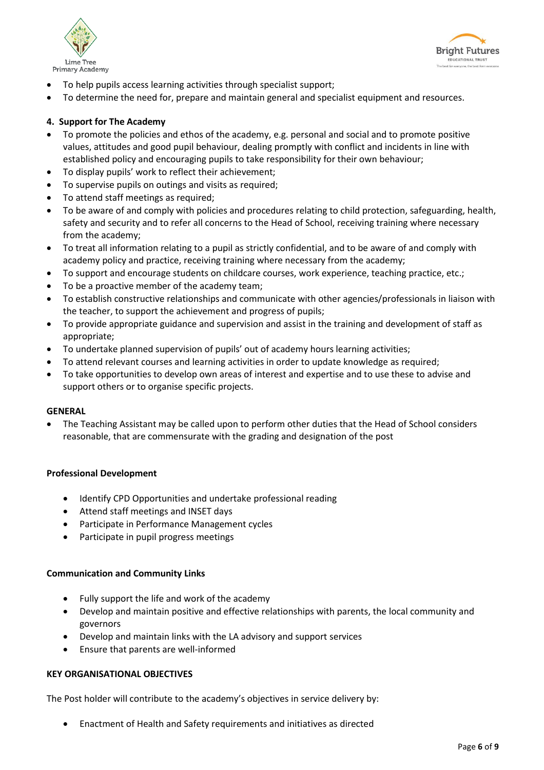- To help pupils access learning activities through specialist support;
- To determine the need for, prepare and maintain general and specialist equipment and resources.

### 4. Support for The Academy

- To promote the policies and ethos of the academy, e.g. personal and social and to promote positive values, attitudes and good pupil behaviour, dealing promptly with conflict and incidents in line with established policy and encouraging pupils to take responsibility for their own behaviour;
- To display pupils' work to reflect their achievement;
- To supervise pupils on outings and visits as required;
- To attend staff meetings as required;
- To be aware of and comply with policies and procedures relating to child protection, safeguarding, health, safety and security and to refer all concerns to the Head of School, receiving training where necessary from the academy;
- To treat all information relating to a pupil as strictly confidential, and to be aware of and comply with academy policy and practice, receiving training where necessary from the academy;
- To support and encourage students on childcare courses, work experience, teaching practice, etc.;
- To be a proactive member of the academy team;
- To establish constructive relationships and communicate with other agencies/professionals in liaison with the teacher, to support the achievement and progress of pupils;
- To provide appropriate guidance and supervision and assist in the training and development of staff as appropriate;
- To undertake planned supervision of pupils' out of academy hours learning activities;
- To attend relevant courses and learning activities in order to update knowledge as required;
- To take opportunities to develop own areas of interest and expertise and to use these to advise and support others or to organise specific projects.

### GENERAL

- The Teaching Assistant may be called upon to perform other duties that the Head of School considers reasonable, that are commensurate with the grading and designation of the post

### Professional Development

- Identify CPD Opportunities and undertake professional reading
- Attend staff meetings and INSET days
- Participate in Performance Management cycles
- Participate in pupil progress meetings

### Communication and Community Links

- Fully support the life and work of the academy
- Develop and maintain positive and effective relationships with parents, the local community and governors
- Develop and maintain links with the LA advisory and support services
- Ensure that parents are well-informed

### KEY ORGANISATIONAL OBJECTIVES

The Post holder will contribute to the academy's objectives in service delivery by:

- Enactment of Health and Safety requirements and initiatives as directed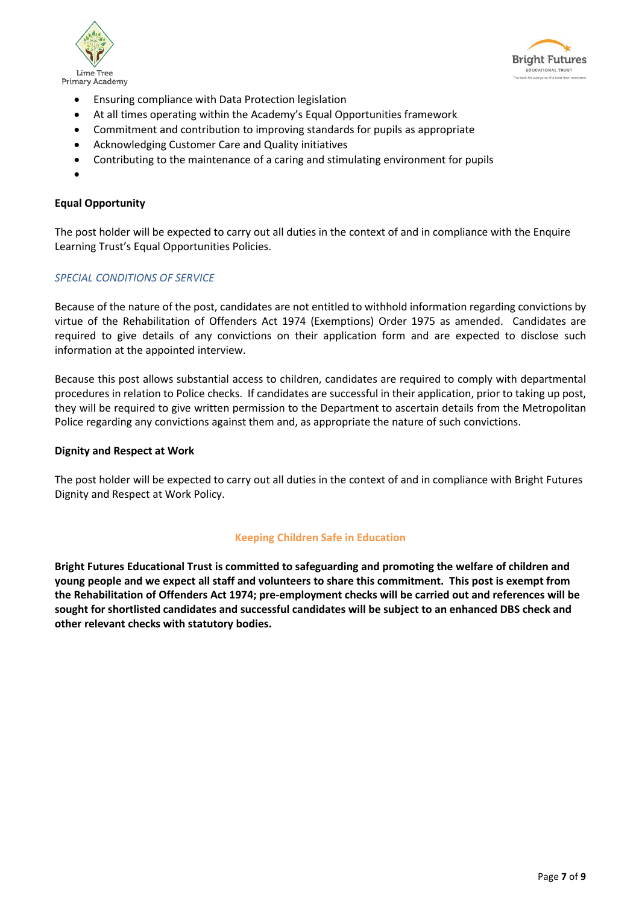- Ensuring compliance with Data Protection legislation
- At all times operating within the Academy's Equal Opportunities framework
- Commitment and contribution to improving standards for pupils as appropriate
- Acknowledging Customer Care and Quality initiatives
- Contributing to the maintenance of a caring and stimulating environment for pupils
-

**Equal Opportunity**

The post holder will be expected to carry out all duties in the context of and in compliance with the Enquire Learning Trust's Equal Opportunities Policies.

*SPECIAL CONDITIONS OF SERVICE*

Because of the nature of the post, candidates are not entitled to withhold information regarding convictions by virtue of the Rehabilitation of Offenders Act 1974 (Exemptions) Order 1975 as amended. Candidates are required to give details of any convictions on their application form and are expected to disclose such information at the appointed interview.

Because this post allows substantial access to children, candidates are required to comply with departmental procedures in relation to Police checks. If candidates are successful in their application, prior to taking up post, they will be required to give written permission to the Department to ascertain details from the Metropolitan Police regarding any convictions against them and, as appropriate the nature of such convictions.

**Dignity and Respect at Work**

The post holder will be expected to carry out all duties in the context of and in compliance with Bright Futures Dignity and Respect at Work Policy.

**Keeping Children Safe in Education**

**Bright Futures Educational Trust is committed to safeguarding and promoting the welfare of children and young people and we expect all staff and volunteers to share this commitment. This post is exempt from the Rehabilitation of Offenders Act 1974; pre-employment checks will be carried out and references will be sought for shortlisted candidates and successful candidates will be subject to an enhanced DBS check and other relevant checks with statutory bodies.**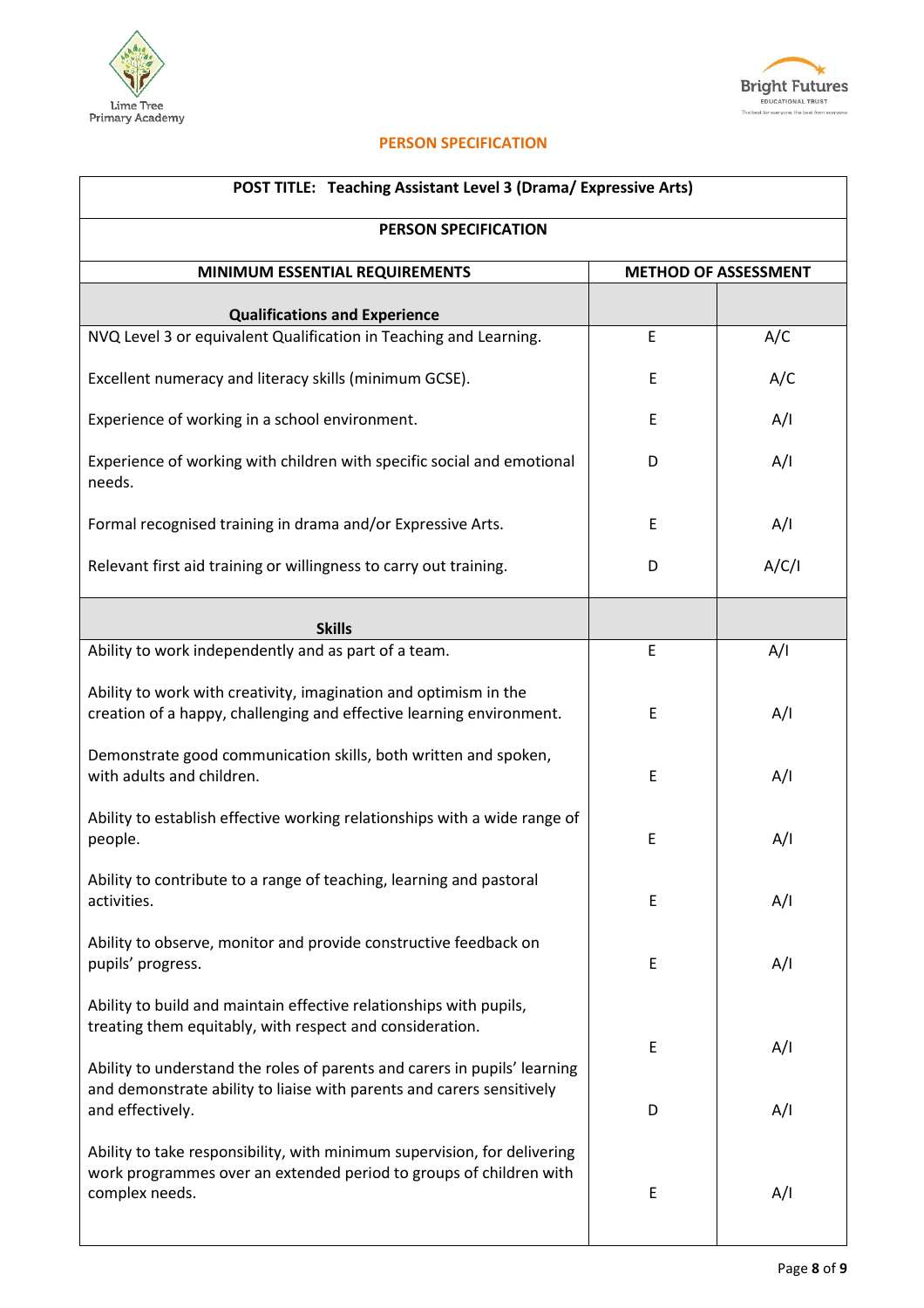Lime Tree Primary Academy

Bright Futures EDUCATIONAL TRUST

## PERSON SPECIFICATION

| POST TITLE: Teaching Assistant Level 3 (Drama/ Expressive Arts) | | |
|---|---|---|
| **PERSON SPECIFICATION** | | |
| **MINIMUM ESSENTIAL REQUIREMENTS** | **METHOD OF ASSESSMENT** | |
| **Qualifications and Experience** | | |
| NVQ Level 3 or equivalent Qualification in Teaching and Learning. | E | A/C |
| Excellent numeracy and literacy skills (minimum GCSE). | E | A/C |
| Experience of working in a school environment. | E | A/I |
| Experience of working with children with specific social and emotional needs. | D | A/I |
| Formal recognised training in drama and/or Expressive Arts. | E | A/I |
| Relevant first aid training or willingness to carry out training. | D | A/C/I |
| **Skills** | | |
| Ability to work independently and as part of a team. | E | A/I |
| Ability to work with creativity, imagination and optimism in the creation of a happy, challenging and effective learning environment. | E | A/I |
| Demonstrate good communication skills, both written and spoken, with adults and children. | E | A/I |
| Ability to establish effective working relationships with a wide range of people. | E | A/I |
| Ability to contribute to a range of teaching, learning and pastoral activities. | E | A/I |
| Ability to observe, monitor and provide constructive feedback on pupils' progress. | E | A/I |
| Ability to build and maintain effective relationships with pupils, treating them equitably, with respect and consideration. | E | A/I |
| Ability to understand the roles of parents and carers in pupils' learning and demonstrate ability to liaise with parents and carers sensitively and effectively. | D | A/I |
| Ability to take responsibility, with minimum supervision, for delivering work programmes over an extended period to groups of children with complex needs. | E | A/I |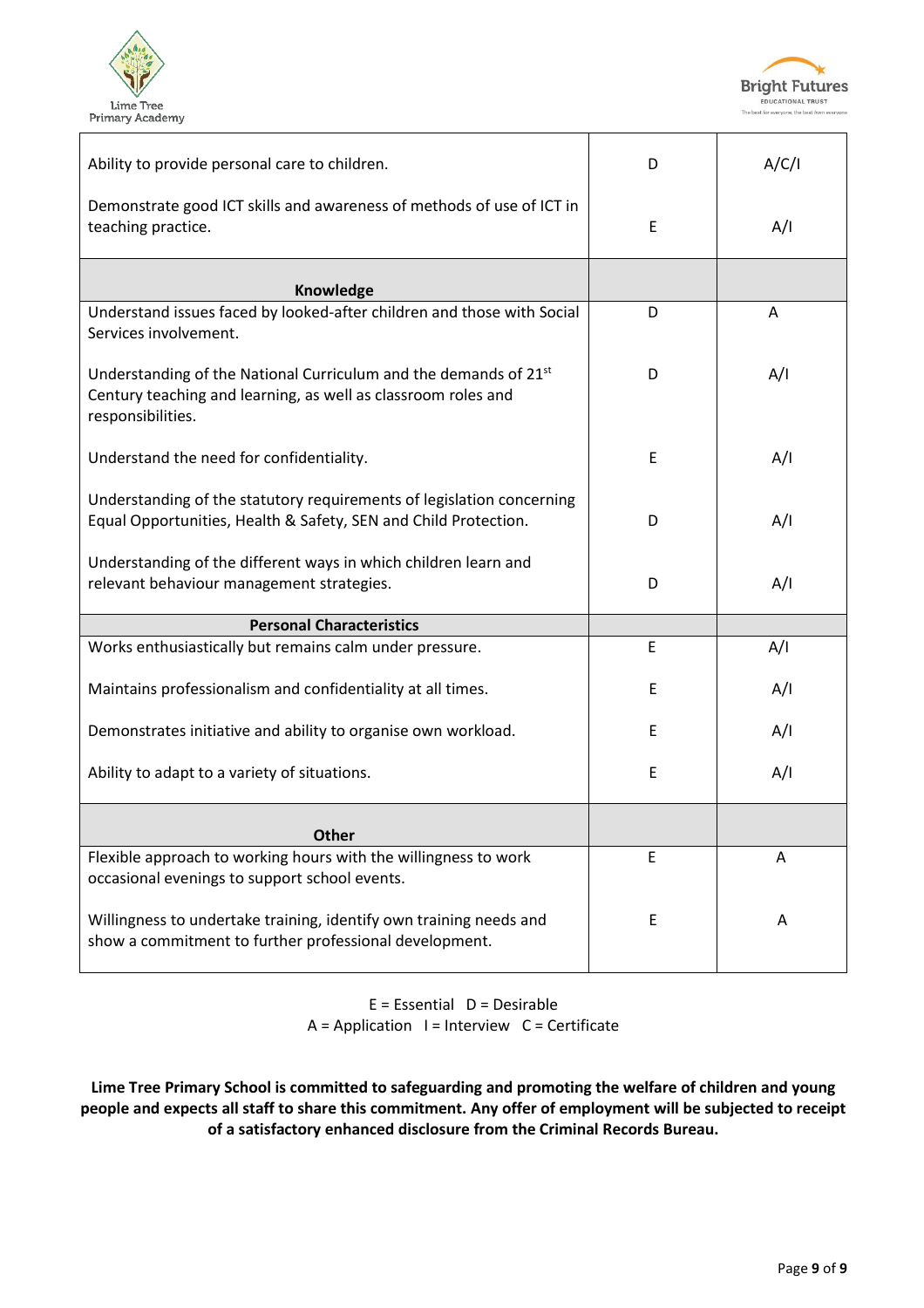| | | |
|---|---|---|
| Ability to provide personal care to children. | D | A/C/I |
| Demonstrate good ICT skills and awareness of methods of use of ICT in teaching practice. | E | A/I |
| **Knowledge** | | |
| Understand issues faced by looked-after children and those with Social Services involvement. | D | A |
| Understanding of the National Curriculum and the demands of 21st Century teaching and learning, as well as classroom roles and responsibilities. | D | A/I |
| Understand the need for confidentiality. | E | A/I |
| Understanding of the statutory requirements of legislation concerning Equal Opportunities, Health & Safety, SEN and Child Protection. | D | A/I |
| Understanding of the different ways in which children learn and relevant behaviour management strategies. | D | A/I |
| **Personal Characteristics** | | |
| Works enthusiastically but remains calm under pressure. | E | A/I |
| Maintains professionalism and confidentiality at all times. | E | A/I |
| Demonstrates initiative and ability to organise own workload. | E | A/I |
| Ability to adapt to a variety of situations. | E | A/I |
| **Other** | | |
| Flexible approach to working hours with the willingness to work occasional evenings to support school events. | E | A |
| Willingness to undertake training, identify own training needs and show a commitment to further professional development. | E | A |

E = Essential D = Desirable
A = Application I = Interview C = Certificate

**Lime Tree Primary School is committed to safeguarding and promoting the welfare of children and young people and expects all staff to share this commitment. Any offer of employment will be subjected to receipt of a satisfactory enhanced disclosure from the Criminal Records Bureau.**